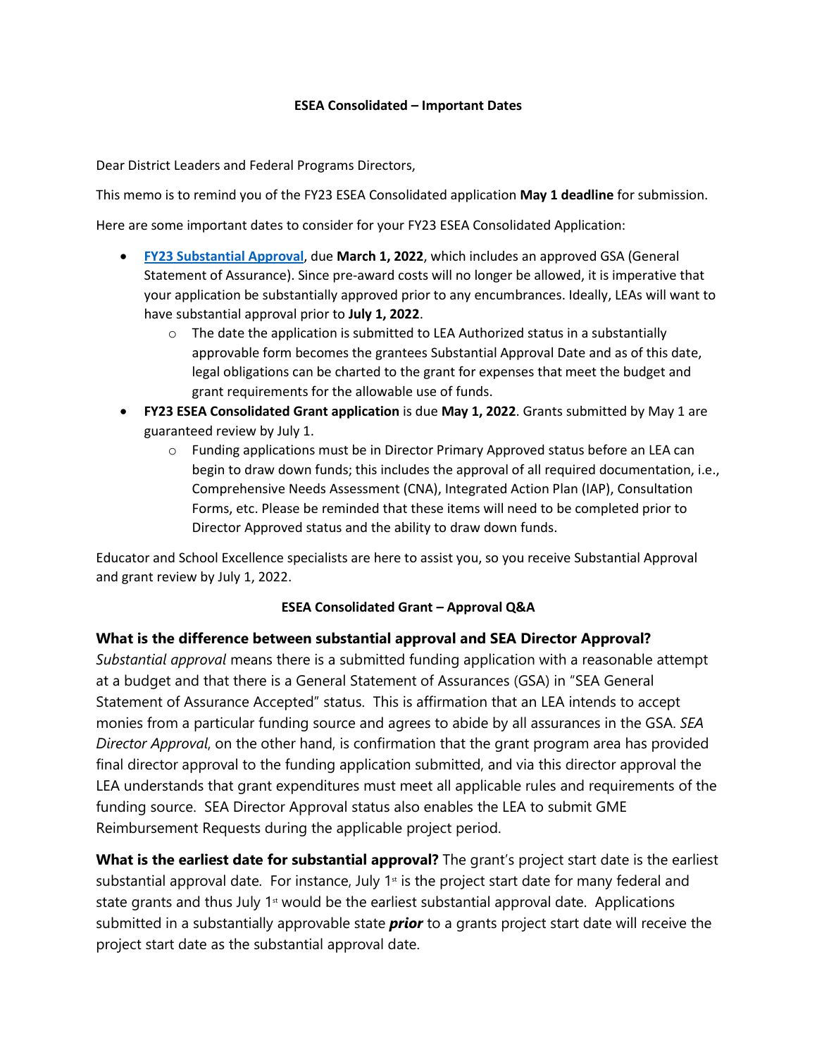**ESEA Consolidated – Important Dates**

Dear District Leaders and Federal Programs Directors,

This memo is to remind you of the FY23 ESEA Consolidated application **May 1 deadline** for submission.

Here are some important dates to consider for your FY23 ESEA Consolidated Application:

- **FY23 Substantial Approval**, due **March 1, 2022**, which includes an approved GSA (General Statement of Assurance). Since pre-award costs will no longer be allowed, it is imperative that your application be substantially approved prior to any encumbrances. Ideally, LEAs will want to have substantial approval prior to **July 1, 2022**.
    - The date the application is submitted to LEA Authorized status in a substantially approvable form becomes the grantees Substantial Approval Date and as of this date, legal obligations can be charted to the grant for expenses that meet the budget and grant requirements for the allowable use of funds.
- **FY23 ESEA Consolidated Grant application** is due **May 1, 2022**. Grants submitted by May 1 are guaranteed review by July 1.
    - Funding applications must be in Director Primary Approved status before an LEA can begin to draw down funds; this includes the approval of all required documentation, i.e., Comprehensive Needs Assessment (CNA), Integrated Action Plan (IAP), Consultation Forms, etc. Please be reminded that these items will need to be completed prior to Director Approved status and the ability to draw down funds.

Educator and School Excellence specialists are here to assist you, so you receive Substantial Approval and grant review by July 1, 2022.

**ESEA Consolidated Grant – Approval Q&A**

### What is the difference between substantial approval and SEA Director Approval?

*Substantial approval* means there is a submitted funding application with a reasonable attempt at a budget and that there is a General Statement of Assurances (GSA) in "SEA General Statement of Assurance Accepted" status. This is affirmation that an LEA intends to accept monies from a particular funding source and agrees to abide by all assurances in the GSA. *SEA Director Approval*, on the other hand, is confirmation that the grant program area has provided final director approval to the funding application submitted, and via this director approval the LEA understands that grant expenditures must meet all applicable rules and requirements of the funding source. SEA Director Approval status also enables the LEA to submit GME Reimbursement Requests during the applicable project period.

**What is the earliest date for substantial approval?** The grant's project start date is the earliest substantial approval date. For instance, July 1st is the project start date for many federal and state grants and thus July 1st would be the earliest substantial approval date. Applications submitted in a substantially approvable state ***prior*** to a grants project start date will receive the project start date as the substantial approval date.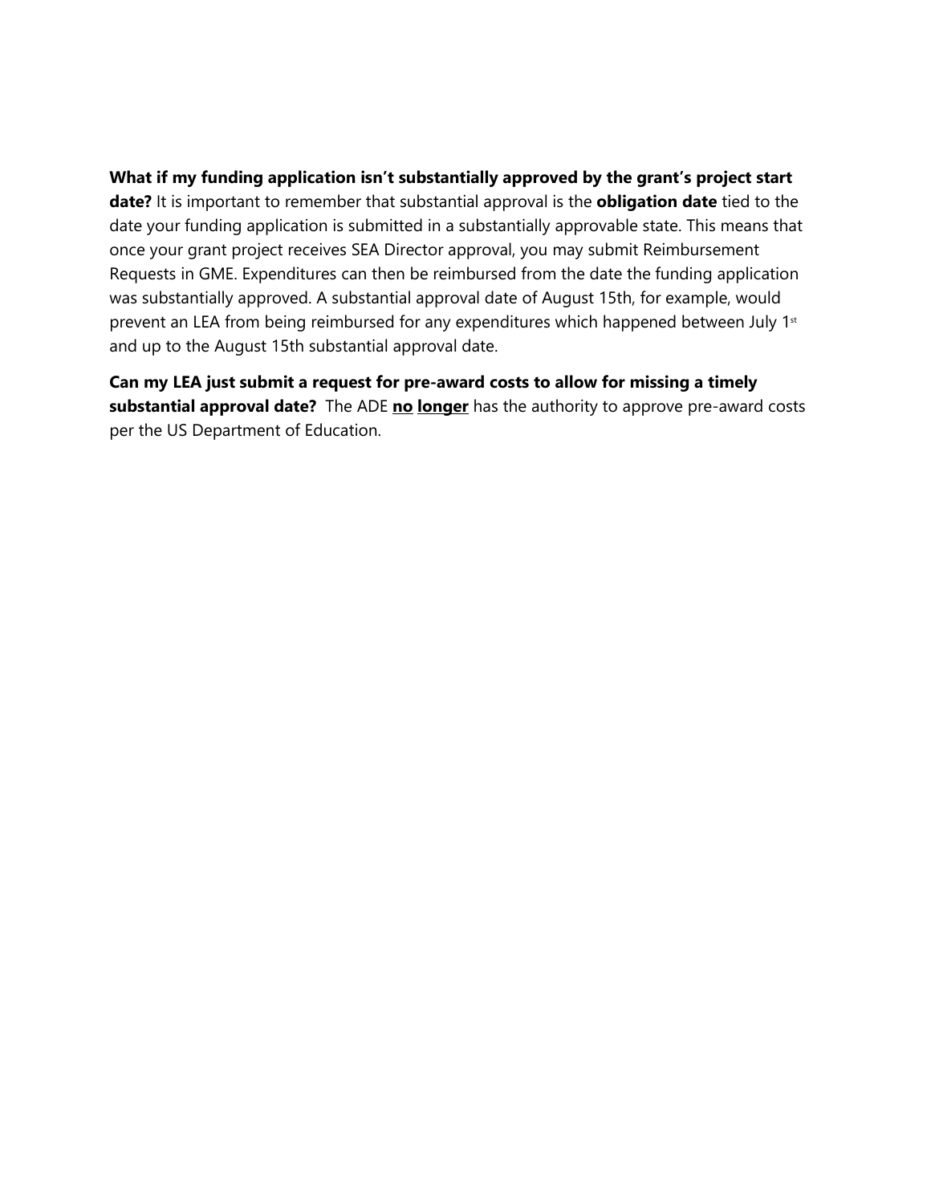**What if my funding application isn't substantially approved by the grant's project start date?** It is important to remember that substantial approval is the **obligation date** tied to the date your funding application is submitted in a substantially approvable state. This means that once your grant project receives SEA Director approval, you may submit Reimbursement Requests in GME. Expenditures can then be reimbursed from the date the funding application was substantially approved. A substantial approval date of August 15th, for example, would prevent an LEA from being reimbursed for any expenditures which happened between July 1st and up to the August 15th substantial approval date.

**Can my LEA just submit a request for pre-award costs to allow for missing a timely substantial approval date?** The ADE **no longer** has the authority to approve pre-award costs per the US Department of Education.